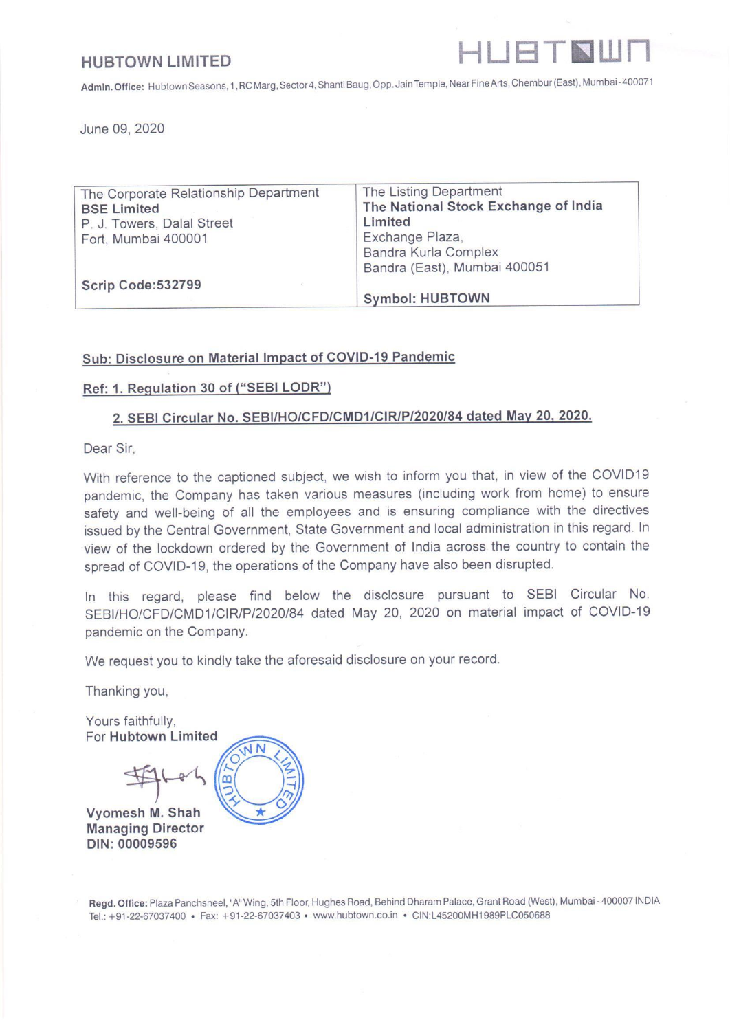## HUBTOWN LIMITED

HUBTOWN

**Admin. Office:** Hubtown Seasons, 1, RC Marg, Sector 4, Shanti Baug, Opp. Jain Temple, Near Fine Arts, Chembur (East), Mumbai - 400071

June 09, 2020

| The Corporate Relationship Department<br>**BSE Limited**<br>P. J. Towers, Dalal Street<br>Fort, Mumbai 400001<br><br>**Scrip Code:532799** | The Listing Department<br>**The National Stock Exchange of India Limited**<br>Exchange Plaza,<br>Bandra Kurla Complex<br>Bandra (East), Mumbai 400051<br><br>**Symbol: HUBTOWN** |
|---|---|

**Sub: Disclosure on Material Impact of COVID-19 Pandemic**

**Ref: 1. Regulation 30 of ("SEBI LODR")**

**2. SEBI Circular No. SEBI/HO/CFD/CMD1/CIR/P/2020/84 dated May 20, 2020.**

Dear Sir,

With reference to the captioned subject, we wish to inform you that, in view of the COVID19 pandemic, the Company has taken various measures (including work from home) to ensure safety and well-being of all the employees and is ensuring compliance with the directives issued by the Central Government, State Government and local administration in this regard. In view of the lockdown ordered by the Government of India across the country to contain the spread of COVID-19, the operations of the Company have also been disrupted.

In this regard, please find below the disclosure pursuant to SEBI Circular No. SEBI/HO/CFD/CMD1/CIR/P/2020/84 dated May 20, 2020 on material impact of COVID-19 pandemic on the Company.

We request you to kindly take the aforesaid disclosure on your record.

Thanking you,

Yours faithfully,
For **Hubtown Limited**

**Vyomesh M. Shah**
**Managing Director**
**DIN: 00009596**

**Regd. Office:** Plaza Panchsheel, "A" Wing, 5th Floor, Hughes Road, Behind Dharam Palace, Grant Road (West), Mumbai - 400007 INDIA
Tel.: +91-22-67037400 • Fax: +91-22-67037403 • www.hubtown.co.in • CIN:L45200MH1989PLC050688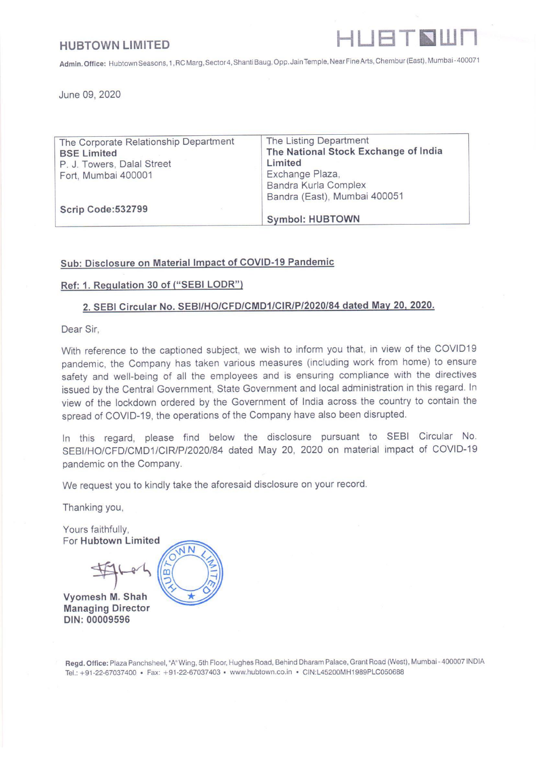# HUBTOWN LIMITED

**Admin. Office:** Hubtown Seasons, 1, RC Marg, Sector 4, Shanti Baug, Opp. Jain Temple, Near Fine Arts, Chembur (East), Mumbai - 400071

June 09, 2020

| The Corporate Relationship Department<br>**BSE Limited**<br>P. J. Towers, Dalal Street<br>Fort, Mumbai 400001<br><br>**Scrip Code:532799** | The Listing Department<br>**The National Stock Exchange of India Limited**<br>Exchange Plaza,<br>Bandra Kurla Complex<br>Bandra (East), Mumbai 400051<br><br>**Symbol: HUBTOWN** |
|---|---|

**Sub: Disclosure on Material Impact of COVID-19 Pandemic**

**Ref: 1. Regulation 30 of ("SEBI LODR")**

**2. SEBI Circular No. SEBI/HO/CFD/CMD1/CIR/P/2020/84 dated May 20, 2020.**

Dear Sir,

With reference to the captioned subject, we wish to inform you that, in view of the COVID19 pandemic, the Company has taken various measures (including work from home) to ensure safety and well-being of all the employees and is ensuring compliance with the directives issued by the Central Government, State Government and local administration in this regard. In view of the lockdown ordered by the Government of India across the country to contain the spread of COVID-19, the operations of the Company have also been disrupted.

In this regard, please find below the disclosure pursuant to SEBI Circular No. SEBI/HO/CFD/CMD1/CIR/P/2020/84 dated May 20, 2020 on material impact of COVID-19 pandemic on the Company.

We request you to kindly take the aforesaid disclosure on your record.

Thanking you,

Yours faithfully,
For **Hubtown Limited**

**Vyomesh M. Shah**
**Managing Director**
**DIN: 00009596**

**Regd. Office:** Plaza Panchsheel, "A" Wing, 5th Floor, Hughes Road, Behind Dharam Palace, Grant Road (West), Mumbai - 400007 INDIA
Tel.: +91-22-67037400 • Fax: +91-22-67037403 • www.hubtown.co.in • CIN:L45200MH1989PLC050688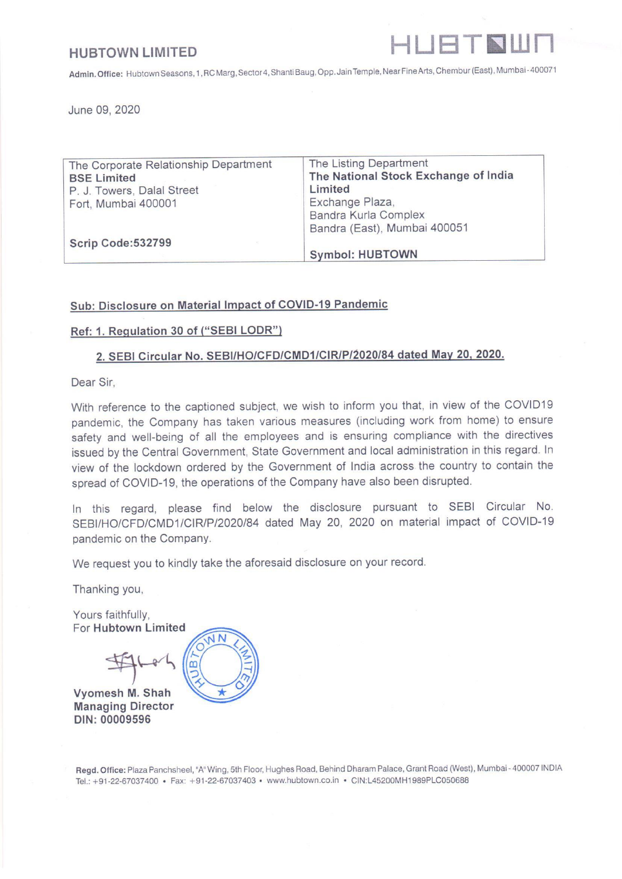## HUBTOWN LIMITED

HUBTOWN

**Admin. Office:** Hubtown Seasons, 1, RC Marg, Sector 4, Shanti Baug, Opp. Jain Temple, Near Fine Arts, Chembur (East), Mumbai - 400071

June 09, 2020

| | |
|---|---|
| The Corporate Relationship Department<br>**BSE Limited**<br>P. J. Towers, Dalal Street<br>Fort, Mumbai 400001<br><br>**Scrip Code:532799** | The Listing Department<br>**The National Stock Exchange of India Limited**<br>Exchange Plaza,<br>Bandra Kurla Complex<br>Bandra (East), Mumbai 400051<br><br>**Symbol: HUBTOWN** |

**Sub: Disclosure on Material Impact of COVID-19 Pandemic**

**Ref: 1. Regulation 30 of ("SEBI LODR")**

**2. SEBI Circular No. SEBI/HO/CFD/CMD1/CIR/P/2020/84 dated May 20, 2020.**

Dear Sir,

With reference to the captioned subject, we wish to inform you that, in view of the COVID19 pandemic, the Company has taken various measures (including work from home) to ensure safety and well-being of all the employees and is ensuring compliance with the directives issued by the Central Government, State Government and local administration in this regard. In view of the lockdown ordered by the Government of India across the country to contain the spread of COVID-19, the operations of the Company have also been disrupted.

In this regard, please find below the disclosure pursuant to SEBI Circular No. SEBI/HO/CFD/CMD1/CIR/P/2020/84 dated May 20, 2020 on material impact of COVID-19 pandemic on the Company.

We request you to kindly take the aforesaid disclosure on your record.

Thanking you,

Yours faithfully,
For **Hubtown Limited**

**Vyomesh M. Shah**
**Managing Director**
**DIN: 00009596**

**Regd. Office:** Plaza Panchsheel, "A" Wing, 5th Floor, Hughes Road, Behind Dharam Palace, Grant Road (West), Mumbai - 400007 INDIA
Tel.: +91-22-67037400 • Fax: +91-22-67037403 • www.hubtown.co.in • CIN:L45200MH1989PLC050688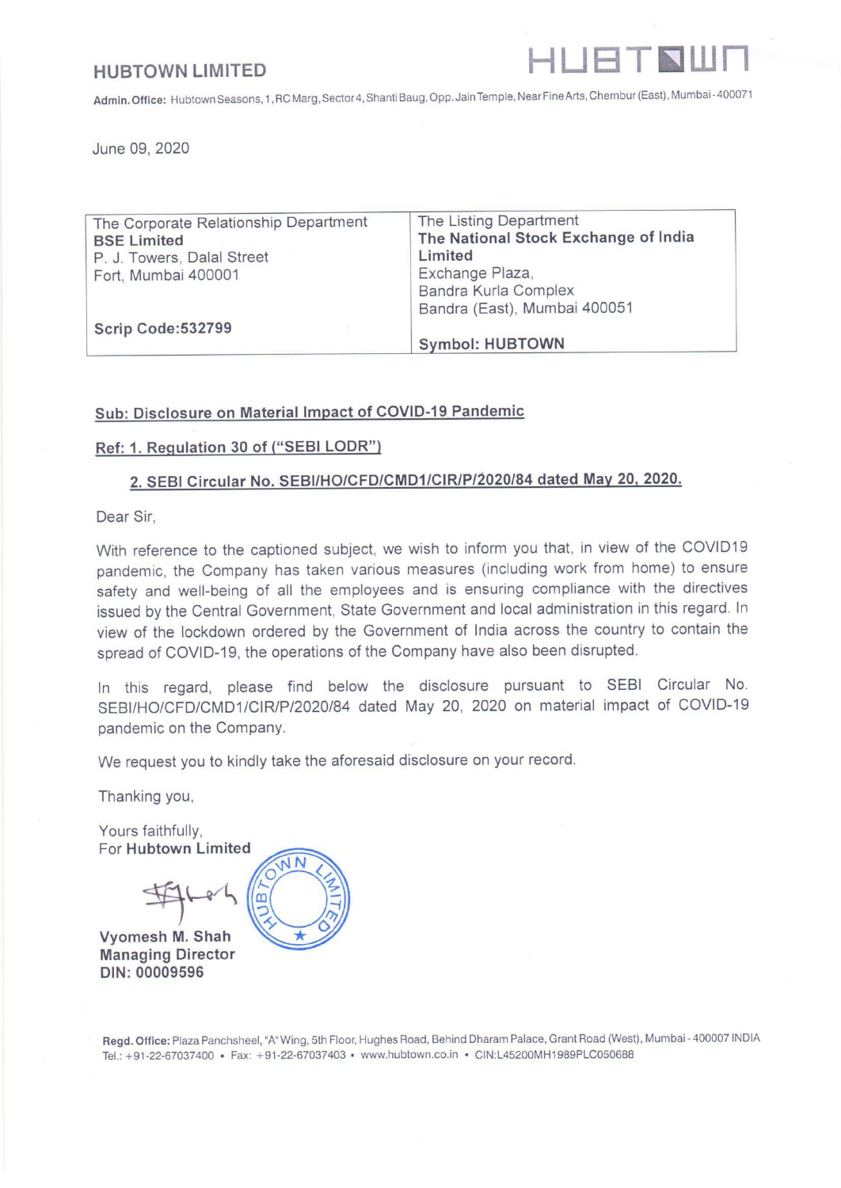# HUBTOWN LIMITED

**Admin. Office:** Hubtown Seasons, 1, RC Marg, Sector 4, Shanti Baug, Opp. Jain Temple, Near Fine Arts, Chembur (East), Mumbai - 400071

June 09, 2020

| | |
|---|---|
| The Corporate Relationship Department<br>**BSE Limited**<br>P. J. Towers, Dalal Street<br>Fort, Mumbai 400001<br><br>**Scrip Code:532799** | The Listing Department<br>**The National Stock Exchange of India Limited**<br>Exchange Plaza,<br>Bandra Kurla Complex<br>Bandra (East), Mumbai 400051<br><br>**Symbol: HUBTOWN** |

**Sub: Disclosure on Material Impact of COVID-19 Pandemic**

**Ref: 1. Regulation 30 of ("SEBI LODR")**

**2. SEBI Circular No. SEBI/HO/CFD/CMD1/CIR/P/2020/84 dated May 20, 2020.**

Dear Sir,

With reference to the captioned subject, we wish to inform you that, in view of the COVID19 pandemic, the Company has taken various measures (including work from home) to ensure safety and well-being of all the employees and is ensuring compliance with the directives issued by the Central Government, State Government and local administration in this regard. In view of the lockdown ordered by the Government of India across the country to contain the spread of COVID-19, the operations of the Company have also been disrupted.

In this regard, please find below the disclosure pursuant to SEBI Circular No. SEBI/HO/CFD/CMD1/CIR/P/2020/84 dated May 20, 2020 on material impact of COVID-19 pandemic on the Company.

We request you to kindly take the aforesaid disclosure on your record.

Thanking you,

Yours faithfully,
For **Hubtown Limited**

**Vyomesh M. Shah**
**Managing Director**
**DIN: 00009596**

**Regd. Office:** Plaza Panchsheel, "A" Wing, 5th Floor, Hughes Road, Behind Dharam Palace, Grant Road (West), Mumbai - 400007 INDIA
Tel.: +91-22-67037400 • Fax: +91-22-67037403 • www.hubtown.co.in • CIN:L45200MH1989PLC050688